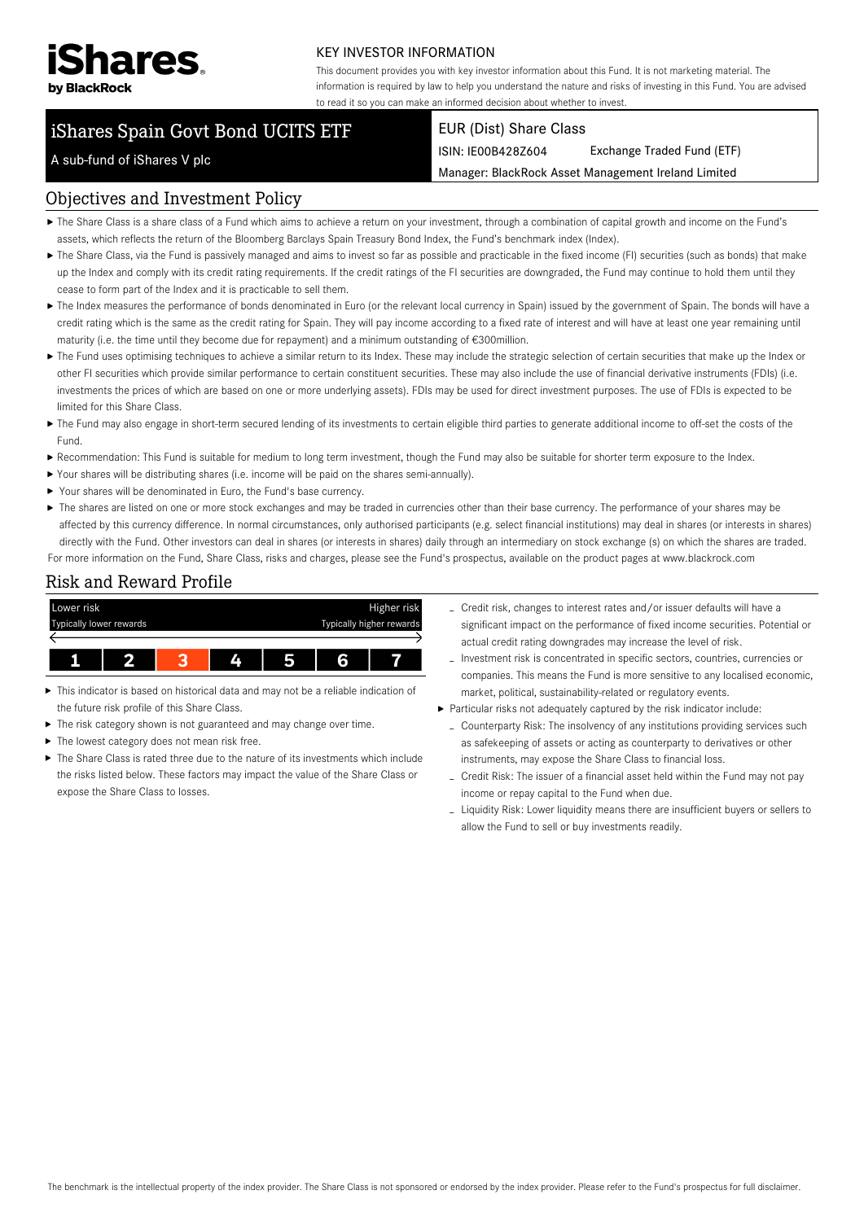iShares by BlackRock

KEY INVESTOR INFORMATION

This document provides you with key investor information about this Fund. It is not marketing material. The information is required by law to help you understand the nature and risks of investing in this Fund. You are advised to read it so you can make an informed decision about whether to invest.

# iShares Spain Govt Bond UCITS ETF

A sub-fund of iShares V plc

EUR (Dist) Share Class

ISIN: IE00B428Z604 Exchange Traded Fund (ETF)

Manager: BlackRock Asset Management Ireland Limited

## Objectives and Investment Policy

- The Share Class is a share class of a Fund which aims to achieve a return on your investment, through a combination of capital growth and income on the Fund's assets, which reflects the return of the Bloomberg Barclays Spain Treasury Bond Index, the Fund's benchmark index (Index).
- The Share Class, via the Fund is passively managed and aims to invest so far as possible and practicable in the fixed income (FI) securities (such as bonds) that make up the Index and comply with its credit rating requirements. If the credit ratings of the FI securities are downgraded, the Fund may continue to hold them until they cease to form part of the Index and it is practicable to sell them.
- The Index measures the performance of bonds denominated in Euro (or the relevant local currency in Spain) issued by the government of Spain. The bonds will have a credit rating which is the same as the credit rating for Spain. They will pay income according to a fixed rate of interest and will have at least one year remaining until maturity (i.e. the time until they become due for repayment) and a minimum outstanding of €300million.
- The Fund uses optimising techniques to achieve a similar return to its Index. These may include the strategic selection of certain securities that make up the Index or other FI securities which provide similar performance to certain constituent securities. These may also include the use of financial derivative instruments (FDIs) (i.e. investments the prices of which are based on one or more underlying assets). FDIs may be used for direct investment purposes. The use of FDIs is expected to be limited for this Share Class.
- The Fund may also engage in short-term secured lending of its investments to certain eligible third parties to generate additional income to off-set the costs of the Fund.
- Recommendation: This Fund is suitable for medium to long term investment, though the Fund may also be suitable for shorter term exposure to the Index.
- Your shares will be distributing shares (i.e. income will be paid on the shares semi-annually).
- Your shares will be denominated in Euro, the Fund's base currency.
- The shares are listed on one or more stock exchanges and may be traded in currencies other than their base currency. The performance of your shares may be affected by this currency difference. In normal circumstances, only authorised participants (e.g. select financial institutions) may deal in shares (or interests in shares) directly with the Fund. Other investors can deal in shares (or interests in shares) daily through an intermediary on stock exchange (s) on which the shares are traded.

For more information on the Fund, Share Class, risks and charges, please see the Fund's prospectus, available on the product pages at www.blackrock.com

## Risk and Reward Profile

| Lower risk<br>Typically lower rewards | | | | | | Higher risk<br>Typically higher rewards |
|---|---|---|---|---|---|---|
| 1 | 2 | **3** | 4 | 5 | 6 | 7 |

- This indicator is based on historical data and may not be a reliable indication of the future risk profile of this Share Class.
- The risk category shown is not guaranteed and may change over time.
- The lowest category does not mean risk free.
- The Share Class is rated three due to the nature of its investments which include the risks listed below. These factors may impact the value of the Share Class or expose the Share Class to losses.
  - Credit risk, changes to interest rates and/or issuer defaults will have a significant impact on the performance of fixed income securities. Potential or actual credit rating downgrades may increase the level of risk.
  - Investment risk is concentrated in specific sectors, countries, currencies or companies. This means the Fund is more sensitive to any localised economic, market, political, sustainability-related or regulatory events.
- Particular risks not adequately captured by the risk indicator include:
  - Counterparty Risk: The insolvency of any institutions providing services such as safekeeping of assets or acting as counterparty to derivatives or other instruments, may expose the Share Class to financial loss.
  - Credit Risk: The issuer of a financial asset held within the Fund may not pay income or repay capital to the Fund when due.
  - Liquidity Risk: Lower liquidity means there are insufficient buyers or sellers to allow the Fund to sell or buy investments readily.

The benchmark is the intellectual property of the index provider. The Share Class is not sponsored or endorsed by the index provider. Please refer to the Fund's prospectus for full disclaimer.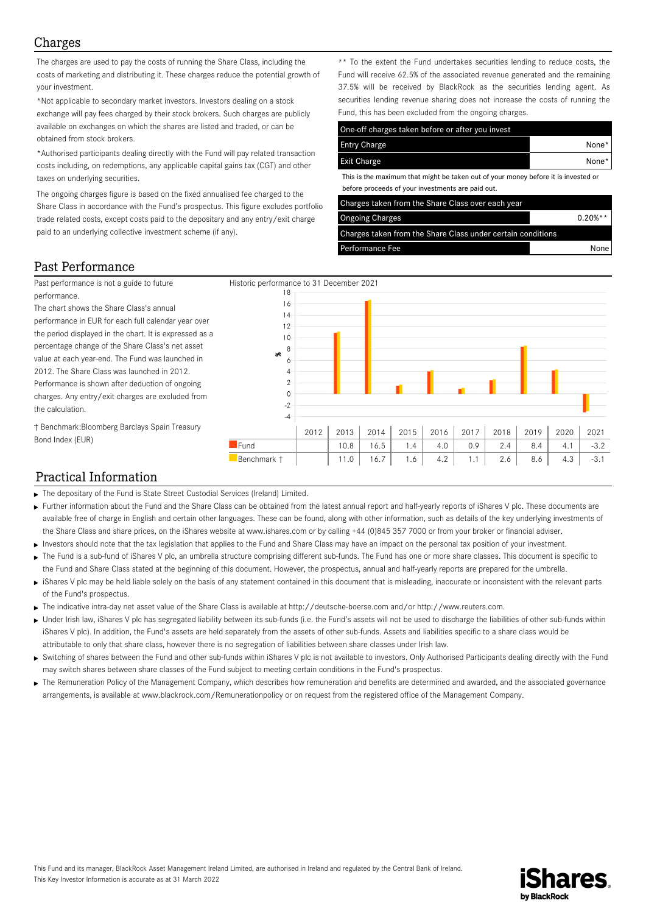## Charges

The charges are used to pay the costs of running the Share Class, including the costs of marketing and distributing it. These charges reduce the potential growth of your investment.

*Not applicable to secondary market investors. Investors dealing on a stock exchange will pay fees charged by their stock brokers. Such charges are publicly available on exchanges on which the shares are listed and traded, or can be obtained from stock brokers.

*Authorised participants dealing directly with the Fund will pay related transaction costs including, on redemptions, any applicable capital gains tax (CGT) and other taxes on underlying securities.

The ongoing charges figure is based on the fixed annualised fee charged to the Share Class in accordance with the Fund's prospectus. This figure excludes portfolio trade related costs, except costs paid to the depositary and any entry/exit charge paid to an underlying collective investment scheme (if any).

** To the extent the Fund undertakes securities lending to reduce costs, the Fund will receive 62.5% of the associated revenue generated and the remaining 37.5% will be received by BlackRock as the securities lending agent. As securities lending revenue sharing does not increase the costs of running the Fund, this has been excluded from the ongoing charges.

| One-off charges taken before or after you invest | |
|---|---|
| Entry Charge | None* |
| Exit Charge | None* |

This is the maximum that might be taken out of your money before it is invested or before proceeds of your investments are paid out.

| Charges taken from the Share Class over each year | |
|---|---|
| Ongoing Charges | 0.20%** |

| Charges taken from the Share Class under certain conditions | |
|---|---|
| Performance Fee | None |

## Past Performance

Past performance is not a guide to future performance.

The chart shows the Share Class's annual performance in EUR for each full calendar year over the period displayed in the chart. It is expressed as a percentage change of the Share Class's net asset value at each year-end. The Fund was launched in 2012. The Share Class was launched in 2012.

Performance is shown after deduction of ongoing charges. Any entry/exit charges are excluded from the calculation.

† Benchmark:Bloomberg Barclays Spain Treasury Bond Index (EUR)

Historic performance to 31 December 2021

| | 2012 | 2013 | 2014 | 2015 | 2016 | 2017 | 2018 | 2019 | 2020 | 2021 |
|---|---|---|---|---|---|---|---|---|---|---|
| Fund | | 10.8 | 16.5 | 1.4 | 4.0 | 0.9 | 2.4 | 8.4 | 4.1 | -3.2 |
| Benchmark † | | 11.0 | 16.7 | 1.6 | 4.2 | 1.1 | 2.6 | 8.6 | 4.3 | -3.1 |

## Practical Information

- The depositary of the Fund is State Street Custodial Services (Ireland) Limited.
- Further information about the Fund and the Share Class can be obtained from the latest annual report and half-yearly reports of iShares V plc. These documents are available free of charge in English and certain other languages. These can be found, along with other information, such as details of the key underlying investments of the Share Class and share prices, on the iShares website at www.ishares.com or by calling +44 (0)845 357 7000 or from your broker or financial adviser.
- Investors should note that the tax legislation that applies to the Fund and Share Class may have an impact on the personal tax position of your investment.
- The Fund is a sub-fund of iShares V plc, an umbrella structure comprising different sub-funds. The Fund has one or more share classes. This document is specific to the Fund and Share Class stated at the beginning of this document. However, the prospectus, annual and half-yearly reports are prepared for the umbrella.
- iShares V plc may be held liable solely on the basis of any statement contained in this document that is misleading, inaccurate or inconsistent with the relevant parts of the Fund's prospectus.
- The indicative intra-day net asset value of the Share Class is available at http://deutsche-boerse.com and/or http://www.reuters.com.
- Under Irish law, iShares V plc has segregated liability between its sub-funds (i.e. the Fund's assets will not be used to discharge the liabilities of other sub-funds within iShares V plc). In addition, the Fund's assets are held separately from the assets of other sub-funds. Assets and liabilities specific to a share class would be attributable to only that share class, however there is no segregation of liabilities between share classes under Irish law.
- Switching of shares between the Fund and other sub-funds within iShares V plc is not available to investors. Only Authorised Participants dealing directly with the Fund may switch shares between share classes of the Fund subject to meeting certain conditions in the Fund's prospectus.
- The Remuneration Policy of the Management Company, which describes how remuneration and benefits are determined and awarded, and the associated governance arrangements, is available at www.blackrock.com/Remunerationpolicy or on request from the registered office of the Management Company.

This Fund and its manager, BlackRock Asset Management Ireland Limited, are authorised in Ireland and regulated by the Central Bank of Ireland.
This Key Investor Information is accurate as at 31 March 2022